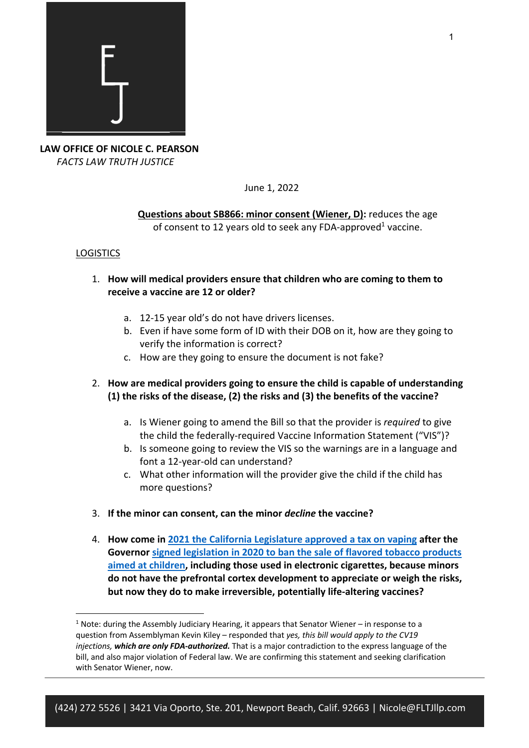**LAW OFFICE OF NICOLE C. PEARSON**
*FACTS LAW TRUTH JUSTICE*

June 1, 2022

**Questions about SB866: minor consent (Wiener, D):** reduces the age of consent to 12 years old to seek any FDA-approved[1] vaccine.

## LOGISTICS

1. **How will medical providers ensure that children who are coming to them to receive a vaccine are 12 or older?**
   a. 12-15 year old's do not have drivers licenses.
   b. Even if have some form of ID with their DOB on it, how are they going to verify the information is correct?
   c. How are they going to ensure the document is not fake?

2. **How are medical providers going to ensure the child is capable of understanding (1) the risks of the disease, (2) the risks and (3) the benefits of the vaccine?**
   a. Is Wiener going to amend the Bill so that the provider is *required* to give the child the federally-required Vaccine Information Statement ("VIS")?
   b. Is someone going to review the VIS so the warnings are in a language and font a 12-year-old can understand?
   c. What other information will the provider give the child if the child has more questions?

3. **If the minor can consent, can the minor *decline* the vaccine?**

4. **How come in 2021 the California Legislature approved a tax on vaping after the Governor signed legislation in 2020 to ban the sale of flavored tobacco products aimed at children, including those used in electronic cigarettes, because minors do not have the prefrontal cortex development to appreciate or weigh the risks, but now they do to make irreversible, potentially life-altering vaccines?**

---

[1] Note: during the Assembly Judiciary Hearing, it appears that Senator Wiener – in response to a question from Assemblyman Kevin Kiley – responded that *yes, this bill would apply to the CV19 injections,* ***which are only FDA-authorized.*** That is a major contradiction to the express language of the bill, and also major violation of Federal law. We are confirming this statement and seeking clarification with Senator Wiener, now.

(424) 272 5526 | 3421 Via Oporto, Ste. 201, Newport Beach, Calif. 92663 | Nicole@FLTJllp.com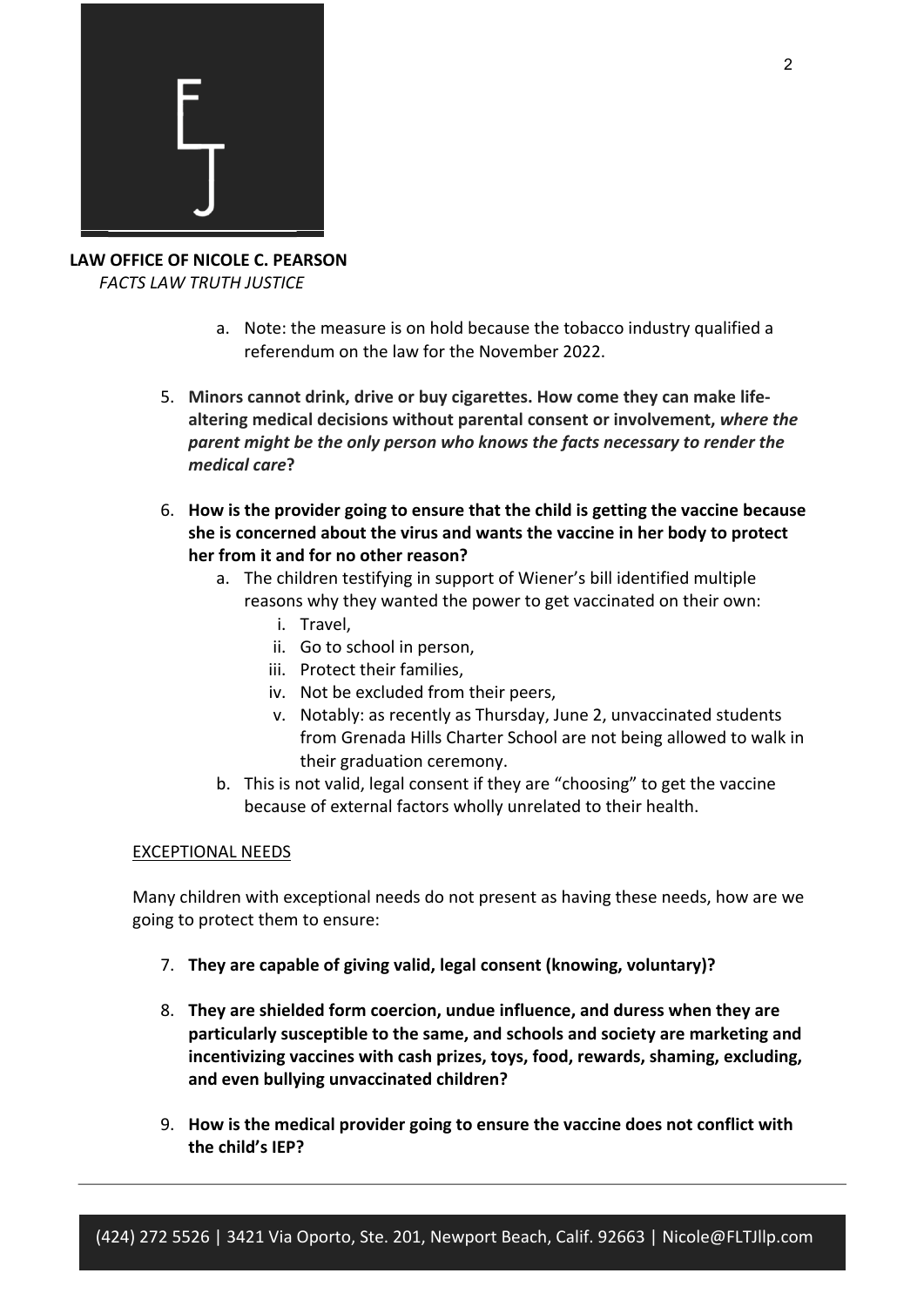a. Note: the measure is on hold because the tobacco industry qualified a referendum on the law for the November 2022.

5. **Minors cannot drink, drive or buy cigarettes. How come they can make life-altering medical decisions without parental consent or involvement,** ***where the parent might be the only person who knows the facts necessary to render the medical care*****?**

6. **How is the provider going to ensure that the child is getting the vaccine because she is concerned about the virus and wants the vaccine in her body to protect her from it and for no other reason?**
   a. The children testifying in support of Wiener's bill identified multiple reasons why they wanted the power to get vaccinated on their own:
      i. Travel,
      ii. Go to school in person,
      iii. Protect their families,
      iv. Not be excluded from their peers,
      v. Notably: as recently as Thursday, June 2, unvaccinated students from Grenada Hills Charter School are not being allowed to walk in their graduation ceremony.
   b. This is not valid, legal consent if they are "choosing" to get the vaccine because of external factors wholly unrelated to their health.

<u>EXCEPTIONAL NEEDS</u>

Many children with exceptional needs do not present as having these needs, how are we going to protect them to ensure:

7. **They are capable of giving valid, legal consent (knowing, voluntary)?**

8. **They are shielded form coercion, undue influence, and duress when they are particularly susceptible to the same, and schools and society are marketing and incentivizing vaccines with cash prizes, toys, food, rewards, shaming, excluding, and even bullying unvaccinated children?**

9. **How is the medical provider going to ensure the vaccine does not conflict with the child's IEP?**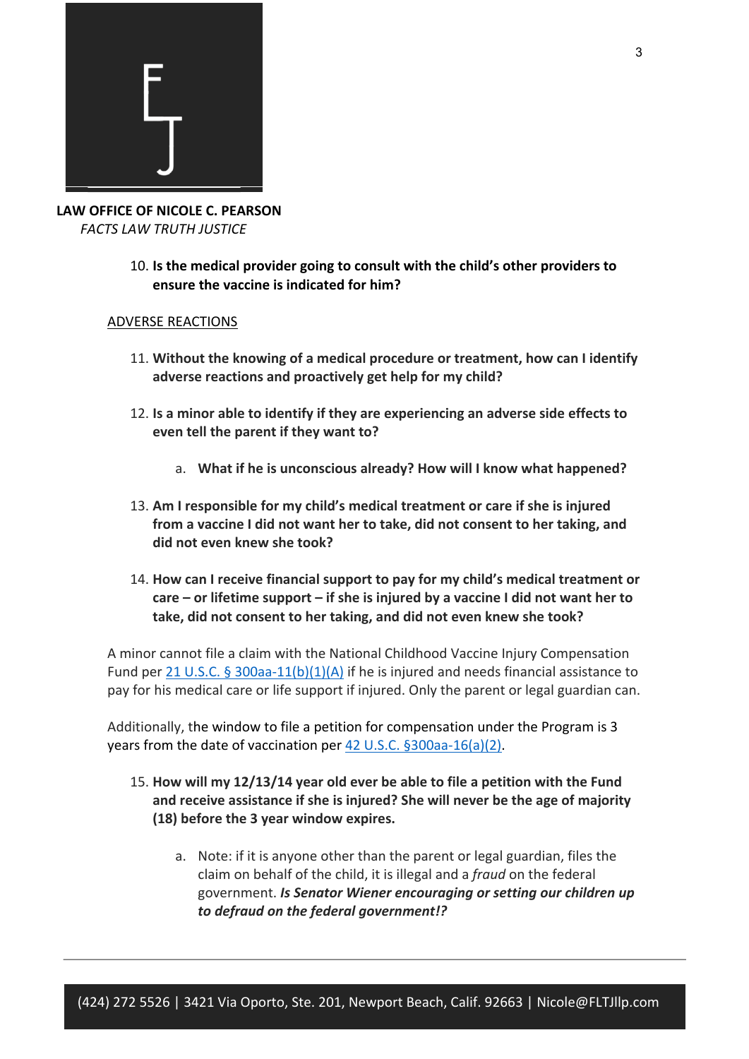**LAW OFFICE OF NICOLE C. PEARSON**
*FACTS LAW TRUTH JUSTICE*

10. **Is the medical provider going to consult with the child's other providers to ensure the vaccine is indicated for him?**

ADVERSE REACTIONS

11. **Without the knowing of a medical procedure or treatment, how can I identify adverse reactions and proactively get help for my child?**

12. **Is a minor able to identify if they are experiencing an adverse side effects to even tell the parent if they want to?**

    a. **What if he is unconscious already? How will I know what happened?**

13. **Am I responsible for my child's medical treatment or care if she is injured from a vaccine I did not want her to take, did not consent to her taking, and did not even knew she took?**

14. **How can I receive financial support to pay for my child's medical treatment or care – or lifetime support – if she is injured by a vaccine I did not want her to take, did not consent to her taking, and did not even knew she took?**

A minor cannot file a claim with the National Childhood Vaccine Injury Compensation Fund per 21 U.S.C. § 300aa-11(b)(1)(A) if he is injured and needs financial assistance to pay for his medical care or life support if injured. Only the parent or legal guardian can.

Additionally, the window to file a petition for compensation under the Program is 3 years from the date of vaccination per 42 U.S.C. §300aa-16(a)(2).

15. **How will my 12/13/14 year old ever be able to file a petition with the Fund and receive assistance if she is injured? She will never be the age of majority (18) before the 3 year window expires.**

    a. Note: if it is anyone other than the parent or legal guardian, files the claim on behalf of the child, it is illegal and a *fraud* on the federal government. ***Is Senator Wiener encouraging or setting our children up to defraud on the federal government!?***

(424) 272 5526 | 3421 Via Oporto, Ste. 201, Newport Beach, Calif. 92663 | Nicole@FLTJllp.com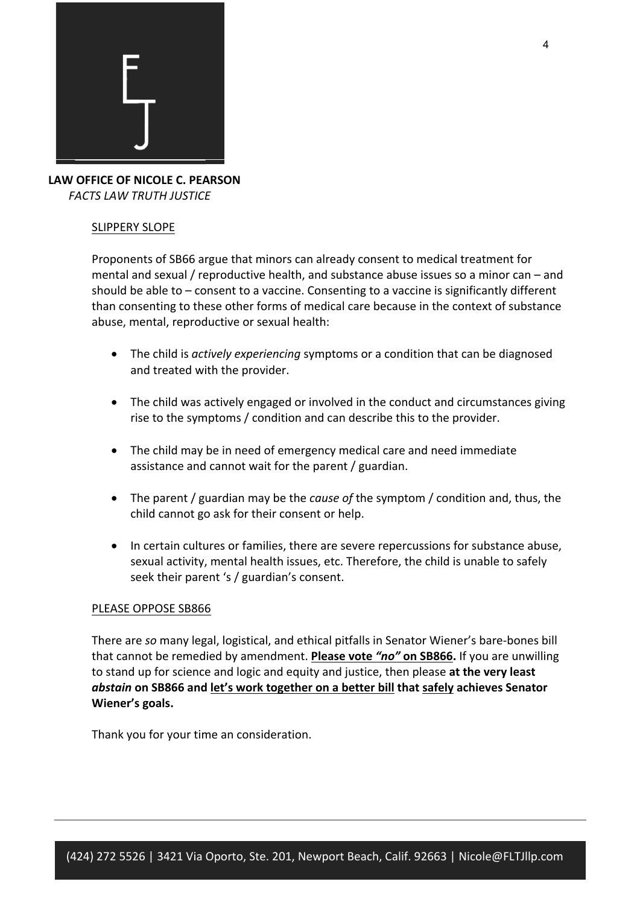**LAW OFFICE OF NICOLE C. PEARSON**
*FACTS LAW TRUTH JUSTICE*

## SLIPPERY SLOPE

Proponents of SB66 argue that minors can already consent to medical treatment for mental and sexual / reproductive health, and substance abuse issues so a minor can – and should be able to – consent to a vaccine. Consenting to a vaccine is significantly different than consenting to these other forms of medical care because in the context of substance abuse, mental, reproductive or sexual health:

- The child is *actively experiencing* symptoms or a condition that can be diagnosed and treated with the provider.
- The child was actively engaged or involved in the conduct and circumstances giving rise to the symptoms / condition and can describe this to the provider.
- The child may be in need of emergency medical care and need immediate assistance and cannot wait for the parent / guardian.
- The parent / guardian may be the *cause of* the symptom / condition and, thus, the child cannot go ask for their consent or help.
- In certain cultures or families, there are severe repercussions for substance abuse, sexual activity, mental health issues, etc. Therefore, the child is unable to safely seek their parent 's / guardian's consent.

## PLEASE OPPOSE SB866

There are *so* many legal, logistical, and ethical pitfalls in Senator Wiener's bare-bones bill that cannot be remedied by amendment. **Please vote *"no"* on SB866.** If you are unwilling to stand up for science and logic and equity and justice, then please **at the very least *abstain* on SB866 and let's work together on a better bill that safely achieves Senator Wiener's goals.**

Thank you for your time an consideration.

(424) 272 5526 | 3421 Via Oporto, Ste. 201, Newport Beach, Calif. 92663 | Nicole@FLTJllp.com